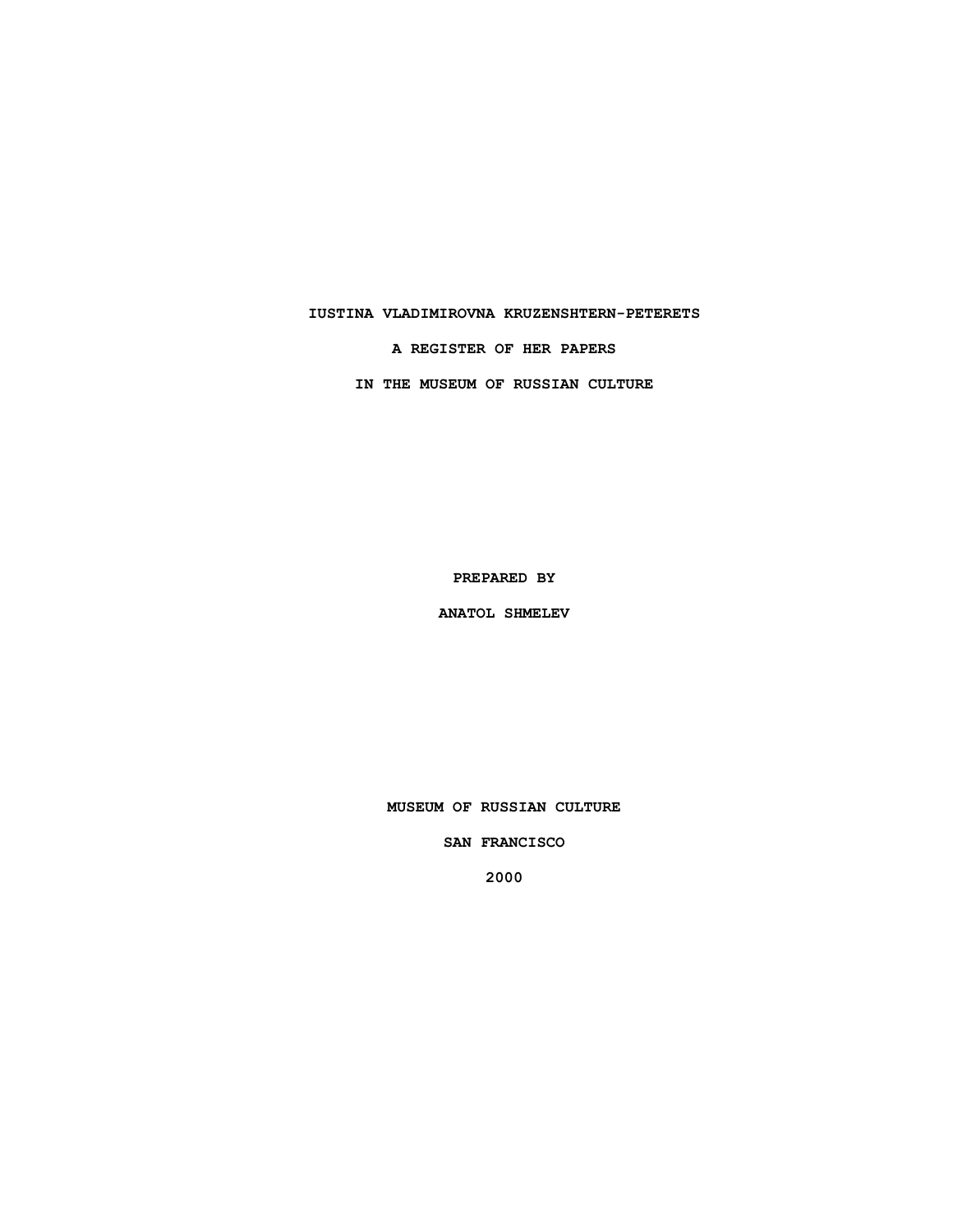# IUSTINA VLADIMIROVNA KRUZENSHTERN-PETERETS

## A REGISTER OF HER PAPERS

## IN THE MUSEUM OF RUSSIAN CULTURE

PREPARED BY

ANATOL SHMELEV

MUSEUM OF RUSSIAN CULTURE

SAN FRANCISCO

2000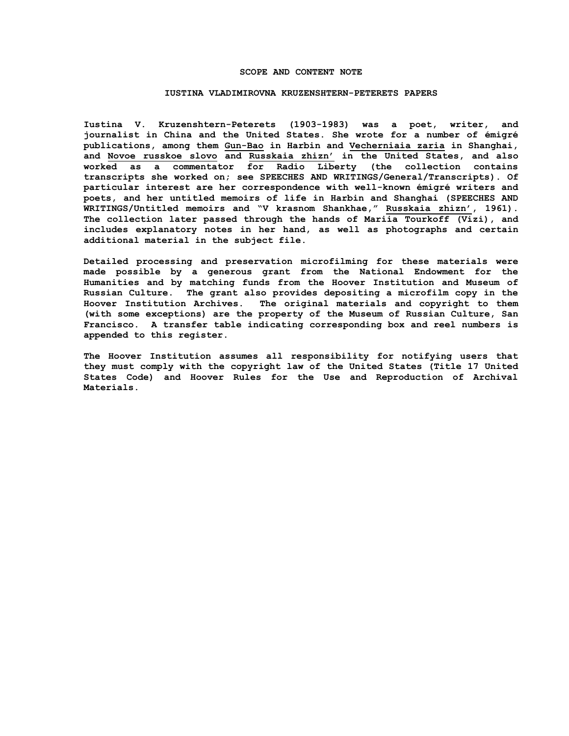## SCOPE AND CONTENT NOTE

### IUSTINA VLADIMIROVNA KRUZENSHTERN-PETERETS PAPERS

**Iustina V. Kruzenshtern-Peterets (1903-1983) was a poet, writer, and journalist in China and the United States. She wrote for a number of émigré publications, among them Gun-Bao in Harbin and Vecherniaia zaria in Shanghai, and Novoe russkoe slovo and Russkaia zhizn' in the United States, and also worked as a commentator for Radio Liberty (the collection contains transcripts she worked on; see SPEECHES AND WRITINGS/General/Transcripts). Of particular interest are her correspondence with well-known émigré writers and poets, and her untitled memoirs of life in Harbin and Shanghai (SPEECHES AND WRITINGS/Untitled memoirs and "V krasnom Shankhae," Russkaia zhizn', 1961). The collection later passed through the hands of Mariia Tourkoff (Vizi), and includes explanatory notes in her hand, as well as photographs and certain additional material in the subject file.**

**Detailed processing and preservation microfilming for these materials were made possible by a generous grant from the National Endowment for the Humanities and by matching funds from the Hoover Institution and Museum of Russian Culture. The grant also provides depositing a microfilm copy in the Hoover Institution Archives. The original materials and copyright to them (with some exceptions) are the property of the Museum of Russian Culture, San Francisco. A transfer table indicating corresponding box and reel numbers is appended to this register.**

**The Hoover Institution assumes all responsibility for notifying users that they must comply with the copyright law of the United States (Title 17 United States Code) and Hoover Rules for the Use and Reproduction of Archival Materials.**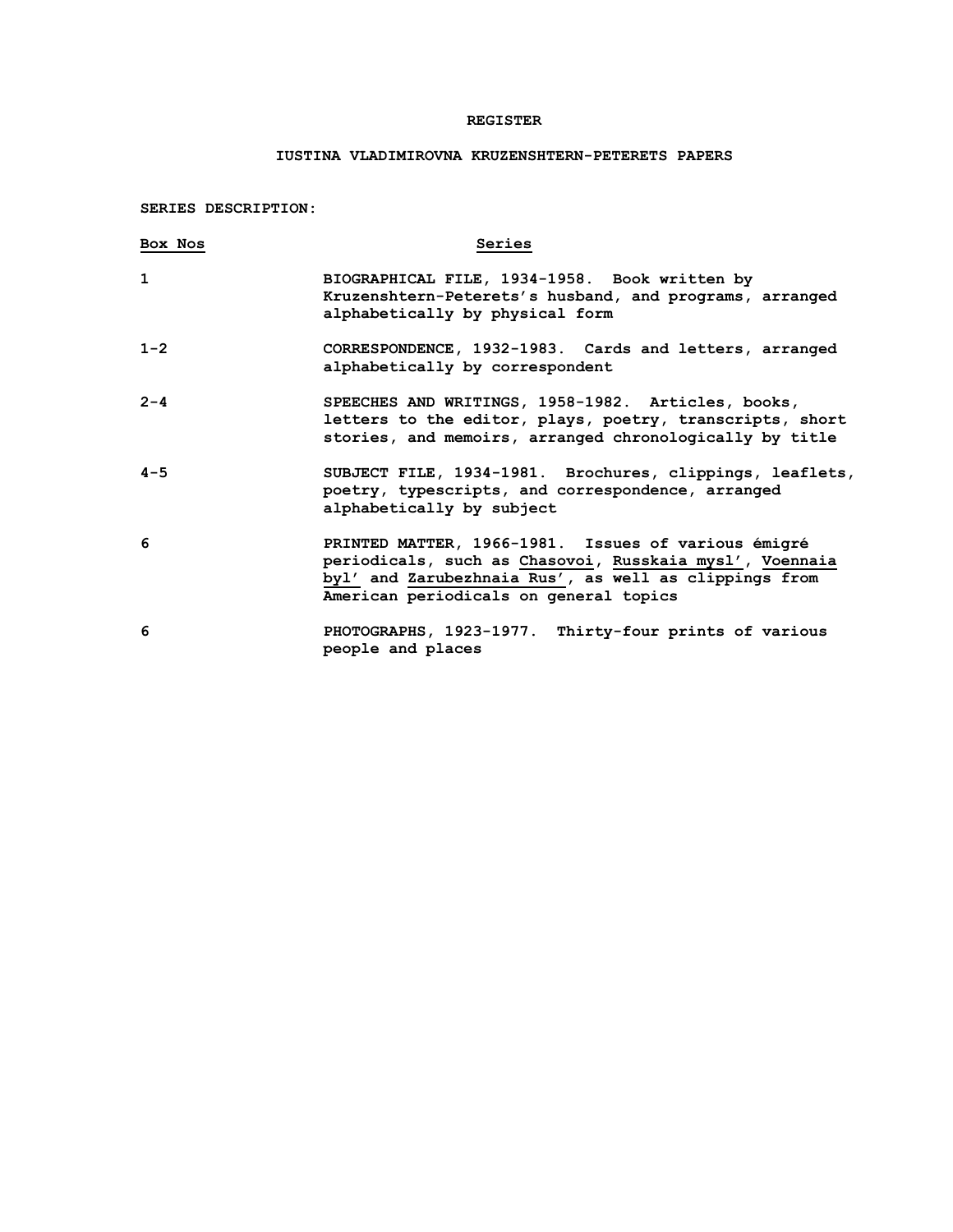# REGISTER

## IUSTINA VLADIMIROVNA KRUZENSHTERN-PETERETS PAPERS

**SERIES DESCRIPTION:**

| Box Nos | Series |
|---|---|
| 1 | BIOGRAPHICAL FILE, 1934-1958. Book written by Kruzenshtern-Peterets's husband, and programs, arranged alphabetically by physical form |
| 1-2 | CORRESPONDENCE, 1932-1983. Cards and letters, arranged alphabetically by correspondent |
| 2-4 | SPEECHES AND WRITINGS, 1958-1982. Articles, books, letters to the editor, plays, poetry, transcripts, short stories, and memoirs, arranged chronologically by title |
| 4-5 | SUBJECT FILE, 1934-1981. Brochures, clippings, leaflets, poetry, typescripts, and correspondence, arranged alphabetically by subject |
| 6 | PRINTED MATTER, 1966-1981. Issues of various émigré periodicals, such as Chasovoi, Russkaia mysl', Voennaia byl' and Zarubezhnaia Rus', as well as clippings from American periodicals on general topics |
| 6 | PHOTOGRAPHS, 1923-1977. Thirty-four prints of various people and places |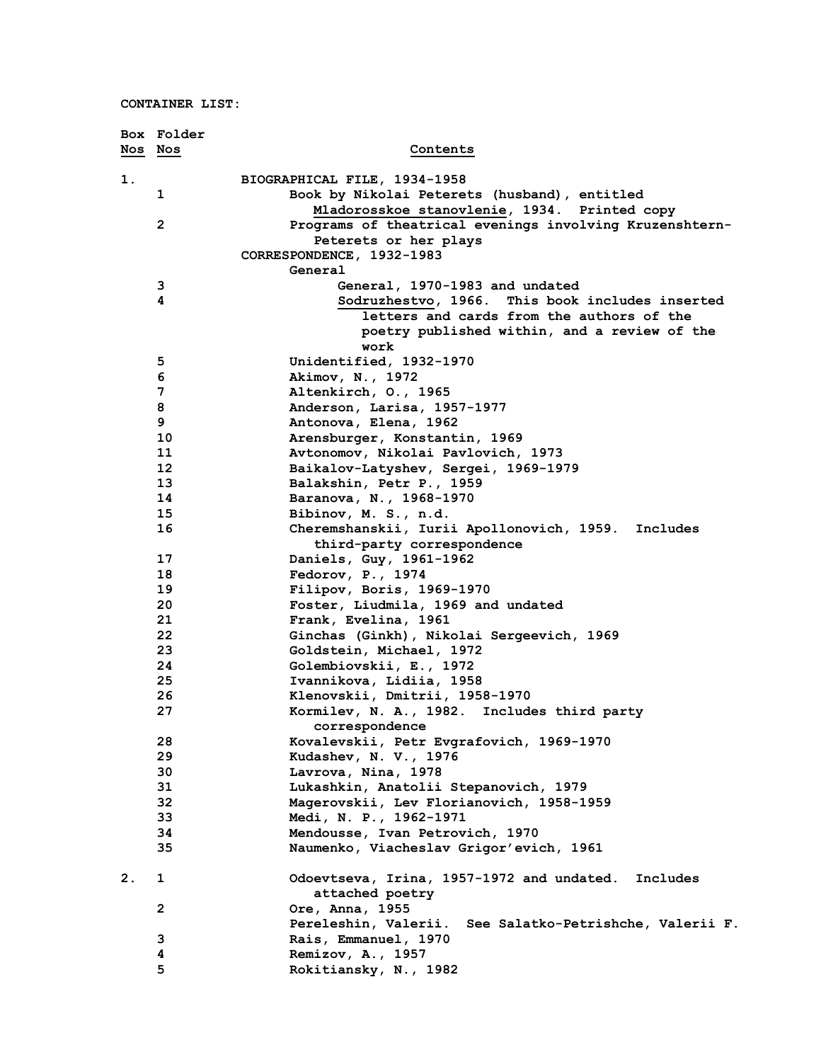**CONTAINER LIST:**

| Box Nos | Folder Nos | Contents |
|---|---|---|
| 1. | | **BIOGRAPHICAL FILE, 1934-1958** |
| | 1 | Book by Nikolai Peterets (husband), entitled <u>Mladorosskoe stanovlenie</u>, 1934. Printed copy |
| | 2 | Programs of theatrical evenings involving Kruzenshtern-Peterets or her plays |
| | | **CORRESPONDENCE, 1932-1983** |
| | | General |
| | 3 | General, 1970-1983 and undated |
| | 4 | <u>Sodruzhestvo</u>, 1966. This book includes inserted letters and cards from the authors of the poetry published within, and a review of the work |
| | 5 | Unidentified, 1932-1970 |
| | 6 | Akimov, N., 1972 |
| | 7 | Altenkirch, O., 1965 |
| | 8 | Anderson, Larisa, 1957-1977 |
| | 9 | Antonova, Elena, 1962 |
| | 10 | Arensburger, Konstantin, 1969 |
| | 11 | Avtonomov, Nikolai Pavlovich, 1973 |
| | 12 | Baikalov-Latyshev, Sergei, 1969-1979 |
| | 13 | Balakshin, Petr P., 1959 |
| | 14 | Baranova, N., 1968-1970 |
| | 15 | Bibinov, M. S., n.d. |
| | 16 | Cheremshanskii, Iurii Apollonovich, 1959. Includes third-party correspondence |
| | 17 | Daniels, Guy, 1961-1962 |
| | 18 | Fedorov, P., 1974 |
| | 19 | Filipov, Boris, 1969-1970 |
| | 20 | Foster, Liudmila, 1969 and undated |
| | 21 | Frank, Evelina, 1961 |
| | 22 | Ginchas (Ginkh), Nikolai Sergeevich, 1969 |
| | 23 | Goldstein, Michael, 1972 |
| | 24 | Golembiovskii, E., 1972 |
| | 25 | Ivannikova, Lidiia, 1958 |
| | 26 | Klenovskii, Dmitrii, 1958-1970 |
| | 27 | Kormilev, N. A., 1982. Includes third party correspondence |
| | 28 | Kovalevskii, Petr Evgrafovich, 1969-1970 |
| | 29 | Kudashev, N. V., 1976 |
| | 30 | Lavrova, Nina, 1978 |
| | 31 | Lukashkin, Anatolii Stepanovich, 1979 |
| | 32 | Magerovskii, Lev Florianovich, 1958-1959 |
| | 33 | Medi, N. P., 1962-1971 |
| | 34 | Mendousse, Ivan Petrovich, 1970 |
| | 35 | Naumenko, Viacheslav Grigor'evich, 1961 |
| 2. | 1 | Odoevtseva, Irina, 1957-1972 and undated. Includes attached poetry |
| | 2 | Ore, Anna, 1955 |
| | | Pereleshin, Valerii. See Salatko-Petrishche, Valerii F. |
| | 3 | Rais, Emmanuel, 1970 |
| | 4 | Remizov, A., 1957 |
| | 5 | Rokitiansky, N., 1982 |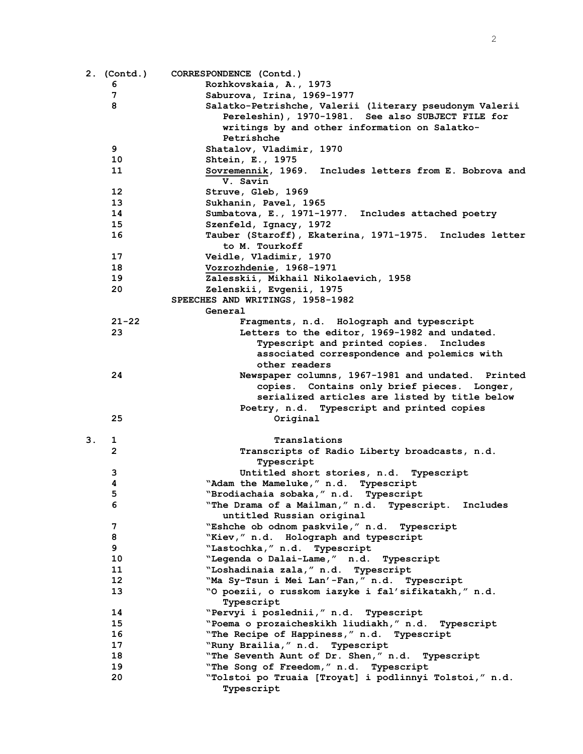| Box | Folder | Contents |
|---|---|---|
| 2. (Contd.) | | CORRESPONDENCE (Contd.) |
| | 6 | Rozhkovskaia, A., 1973 |
| | 7 | Saburova, Irina, 1969-1977 |
| | 8 | Salatko-Petrishche, Valerii (literary pseudonym Valerii Pereleshin), 1970-1981. See also SUBJECT FILE for writings by and other information on Salatko-Petrishche |
| | 9 | Shatalov, Vladimir, 1970 |
| | 10 | Shtein, E., 1975 |
| | 11 | Sovremennik, 1969. Includes letters from E. Bobrova and V. Savin |
| | 12 | Struve, Gleb, 1969 |
| | 13 | Sukhanin, Pavel, 1965 |
| | 14 | Sumbatova, E., 1971-1977. Includes attached poetry |
| | 15 | Szenfeld, Ignacy, 1972 |
| | 16 | Tauber (Staroff), Ekaterina, 1971-1975. Includes letter to M. Tourkoff |
| | 17 | Veidle, Vladimir, 1970 |
| | 18 | Vozrozhdenie, 1968-1971 |
| | 19 | Zalesskii, Mikhail Nikolaevich, 1958 |
| | 20 | Zelenskii, Evgenii, 1975 |
| | | SPEECHES AND WRITINGS, 1958-1982 |
| | | General |
| | 21-22 | Fragments, n.d. Holograph and typescript |
| | 23 | Letters to the editor, 1969-1982 and undated. Typescript and printed copies. Includes associated correspondence and polemics with other readers |
| | 24 | Newspaper columns, 1967-1981 and undated. Printed copies. Contains only brief pieces. Longer, serialized articles are listed by title below |
| | | Poetry, n.d. Typescript and printed copies |
| | 25 | Original |
| 3. | 1 | Translations |
| | 2 | Transcripts of Radio Liberty broadcasts, n.d. Typescript |
| | 3 | Untitled short stories, n.d. Typescript |
| | 4 | "Adam the Mameluke," n.d. Typescript |
| | 5 | "Brodiachaia sobaka," n.d. Typescript |
| | 6 | "The Drama of a Mailman," n.d. Typescript. Includes untitled Russian original |
| | 7 | "Eshche ob odnom paskvile," n.d. Typescript |
| | 8 | "Kiev," n.d. Holograph and typescript |
| | 9 | "Lastochka," n.d. Typescript |
| | 10 | "Legenda o Dalai-Lame," n.d. Typescript |
| | 11 | "Loshadinaia zala," n.d. Typescript |
| | 12 | "Ma Sy-Tsun i Mei Lan'-Fan," n.d. Typescript |
| | 13 | "O poezii, o russkom iazyke i fal'sifikatakh," n.d. Typescript |
| | 14 | "Pervyi i poslednii," n.d. Typescript |
| | 15 | "Poema o prozaicheskikh liudiakh," n.d. Typescript |
| | 16 | "The Recipe of Happiness," n.d. Typescript |
| | 17 | "Runy Brailia," n.d. Typescript |
| | 18 | "The Seventh Aunt of Dr. Shen," n.d. Typescript |
| | 19 | "The Song of Freedom," n.d. Typescript |
| | 20 | "Tolstoi po Truaia [Troyat] i podlinnyi Tolstoi," n.d. Typescript |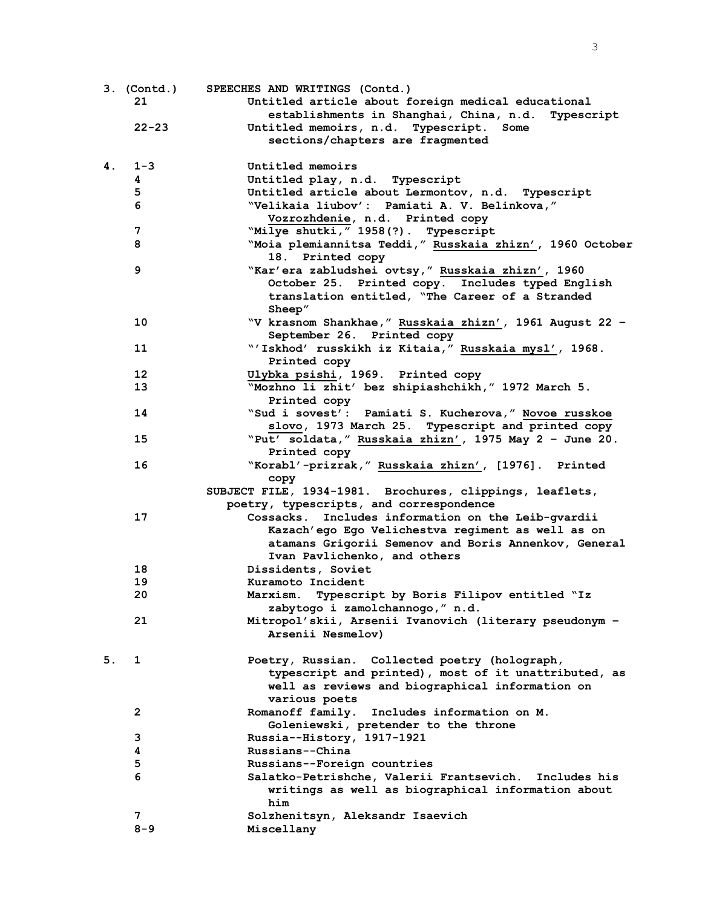| Box | Folder | Contents |
|---|---|---|
| 3. (Contd.) | | SPEECHES AND WRITINGS (Contd.) |
| | 21 | Untitled article about foreign medical educational establishments in Shanghai, China, n.d. Typescript |
| | 22-23 | Untitled memoirs, n.d. Typescript. Some sections/chapters are fragmented |
| 4. | 1-3 | Untitled memoirs |
| | 4 | Untitled play, n.d. Typescript |
| | 5 | Untitled article about Lermontov, n.d. Typescript |
| | 6 | "Velikaia liubov': Pamiati A. V. Belinkova," _Vozrozhdenie_, n.d. Printed copy |
| | 7 | "Milye shutki," 1958(?). Typescript |
| | 8 | "Moia plemiannitsa Teddi," _Russkaia zhizn'_, 1960 October 18. Printed copy |
| | 9 | "Kar'era zabludshei ovtsy," _Russkaia zhizn'_, 1960 October 25. Printed copy. Includes typed English translation entitled, "The Career of a Stranded Sheep" |
| | 10 | "V krasnom Shankhae," _Russkaia zhizn'_, 1961 August 22 – September 26. Printed copy |
| | 11 | "'Iskhod' russkikh iz Kitaia," _Russkaia mysl'_, 1968. Printed copy |
| | 12 | _Ulybka psishi_, 1969. Printed copy |
| | 13 | "Mozhno li zhit' bez shipiashchikh," 1972 March 5. Printed copy |
| | 14 | "Sud i sovest': Pamiati S. Kucherova," _Novoe russkoe slovo_, 1973 March 25. Typescript and printed copy |
| | 15 | "Put' soldata," _Russkaia zhizn'_, 1975 May 2 – June 20. Printed copy |
| | 16 | "Korabl'-prizrak," _Russkaia zhizn'_, [1976]. Printed copy |
| | | SUBJECT FILE, 1934-1981. Brochures, clippings, leaflets, poetry, typescripts, and correspondence |
| | 17 | Cossacks. Includes information on the Leib-gvardii Kazach'ego Ego Velichestva regiment as well as on atamans Grigorii Semenov and Boris Annenkov, General Ivan Pavlichenko, and others |
| | 18 | Dissidents, Soviet |
| | 19 | Kuramoto Incident |
| | 20 | Marxism. Typescript by Boris Filipov entitled "Iz zabytogo i zamolchannogo," n.d. |
| | 21 | Mitropol'skii, Arsenii Ivanovich (literary pseudonym – Arsenii Nesmelov) |
| 5. | 1 | Poetry, Russian. Collected poetry (holograph, typescript and printed), most of it unattributed, as well as reviews and biographical information on various poets |
| | 2 | Romanoff family. Includes information on M. Goleniewski, pretender to the throne |
| | 3 | Russia--History, 1917-1921 |
| | 4 | Russians--China |
| | 5 | Russians--Foreign countries |
| | 6 | Salatko-Petrishche, Valerii Frantsevich. Includes his writings as well as biographical information about him |
| | 7 | Solzhenitsyn, Aleksandr Isaevich |
| | 8-9 | Miscellany |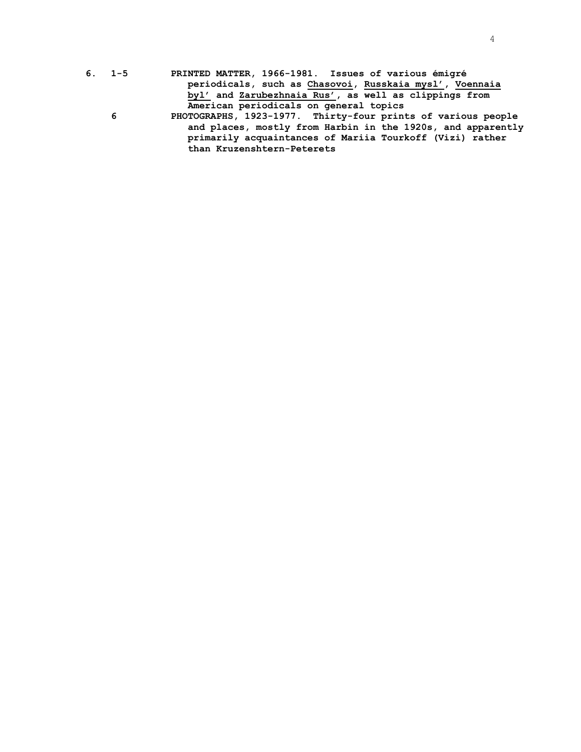**6. 1-5 PRINTED MATTER, 1966-1981.** **Issues of various émigré periodicals, such as <u>Chasovoi</u>, <u>Russkaia mysl'</u>, <u>Voennaia byl'</u> and <u>Zarubezhnaia Rus'</u>, as well as clippings from American periodicals on general topics**

**6 PHOTOGRAPHS, 1923-1977.** **Thirty-four prints of various people and places, mostly from Harbin in the 1920s, and apparently primarily acquaintances of Mariia Tourkoff (Vizi) rather than Kruzenshtern-Peterets**